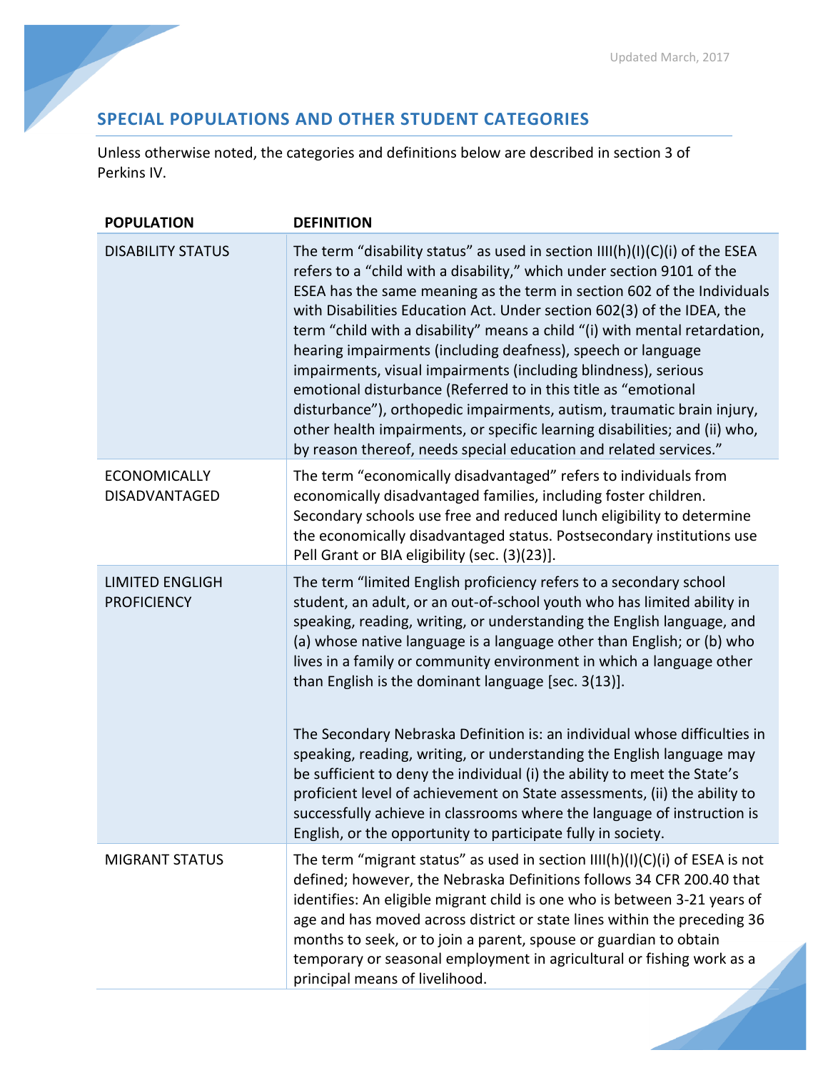## SPECIAL POPULATIONS AND OTHER STUDENT CATEGORIES

Unless otherwise noted, the categories and definitions below are described in section 3 of Perkins IV.

| POPULATION | DEFINITION |
| --- | --- |
| DISABILITY STATUS | The term "disability status" as used in section IIII(h)(I)(C)(i) of the ESEA refers to a "child with a disability," which under section 9101 of the ESEA has the same meaning as the term in section 602 of the Individuals with Disabilities Education Act. Under section 602(3) of the IDEA, the term "child with a disability" means a child "(i) with mental retardation, hearing impairments (including deafness), speech or language impairments, visual impairments (including blindness), serious emotional disturbance (Referred to in this title as "emotional disturbance"), orthopedic impairments, autism, traumatic brain injury, other health impairments, or specific learning disabilities; and (ii) who, by reason thereof, needs special education and related services." |
| ECONOMICALLY DISADVANTAGED | The term "economically disadvantaged" refers to individuals from economically disadvantaged families, including foster children. Secondary schools use free and reduced lunch eligibility to determine the economically disadvantaged status. Postsecondary institutions use Pell Grant or BIA eligibility (sec. (3)(23)]. |
| LIMITED ENGLIGH PROFICIENCY | The term "limited English proficiency refers to a secondary school student, an adult, or an out-of-school youth who has limited ability in speaking, reading, writing, or understanding the English language, and (a) whose native language is a language other than English; or (b) who lives in a family or community environment in which a language other than English is the dominant language [sec. 3(13)].<br><br>The Secondary Nebraska Definition is: an individual whose difficulties in speaking, reading, writing, or understanding the English language may be sufficient to deny the individual (i) the ability to meet the State's proficient level of achievement on State assessments, (ii) the ability to successfully achieve in classrooms where the language of instruction is English, or the opportunity to participate fully in society. |
| MIGRANT STATUS | The term "migrant status" as used in section IIII(h)(I)(C)(i) of ESEA is not defined; however, the Nebraska Definitions follows 34 CFR 200.40 that identifies: An eligible migrant child is one who is between 3-21 years of age and has moved across district or state lines within the preceding 36 months to seek, or to join a parent, spouse or guardian to obtain temporary or seasonal employment in agricultural or fishing work as a principal means of livelihood. |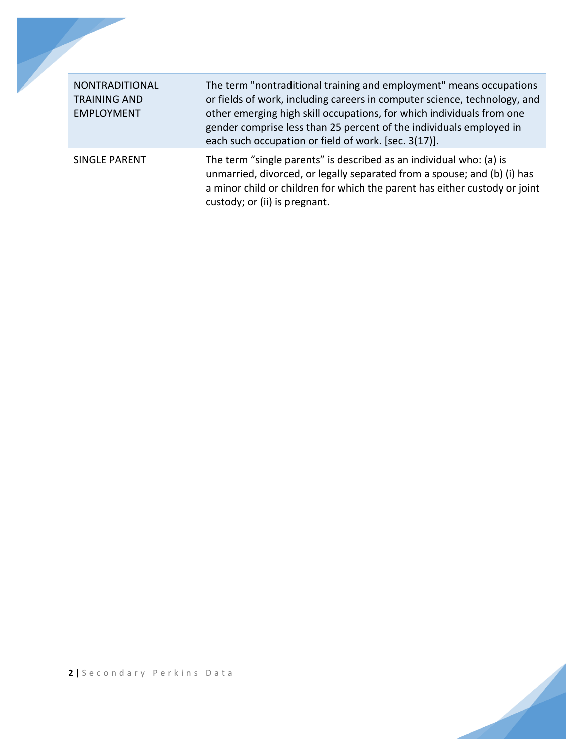| | |
|---|---|
| NONTRADITIONAL TRAINING AND EMPLOYMENT | The term "nontraditional training and employment" means occupations or fields of work, including careers in computer science, technology, and other emerging high skill occupations, for which individuals from one gender comprise less than 25 percent of the individuals employed in each such occupation or field of work. [sec. 3(17)]. |
| SINGLE PARENT | The term "single parents" is described as an individual who: (a) is unmarried, divorced, or legally separated from a spouse; and (b) (i) has a minor child or children for which the parent has either custody or joint custody; or (ii) is pregnant. |